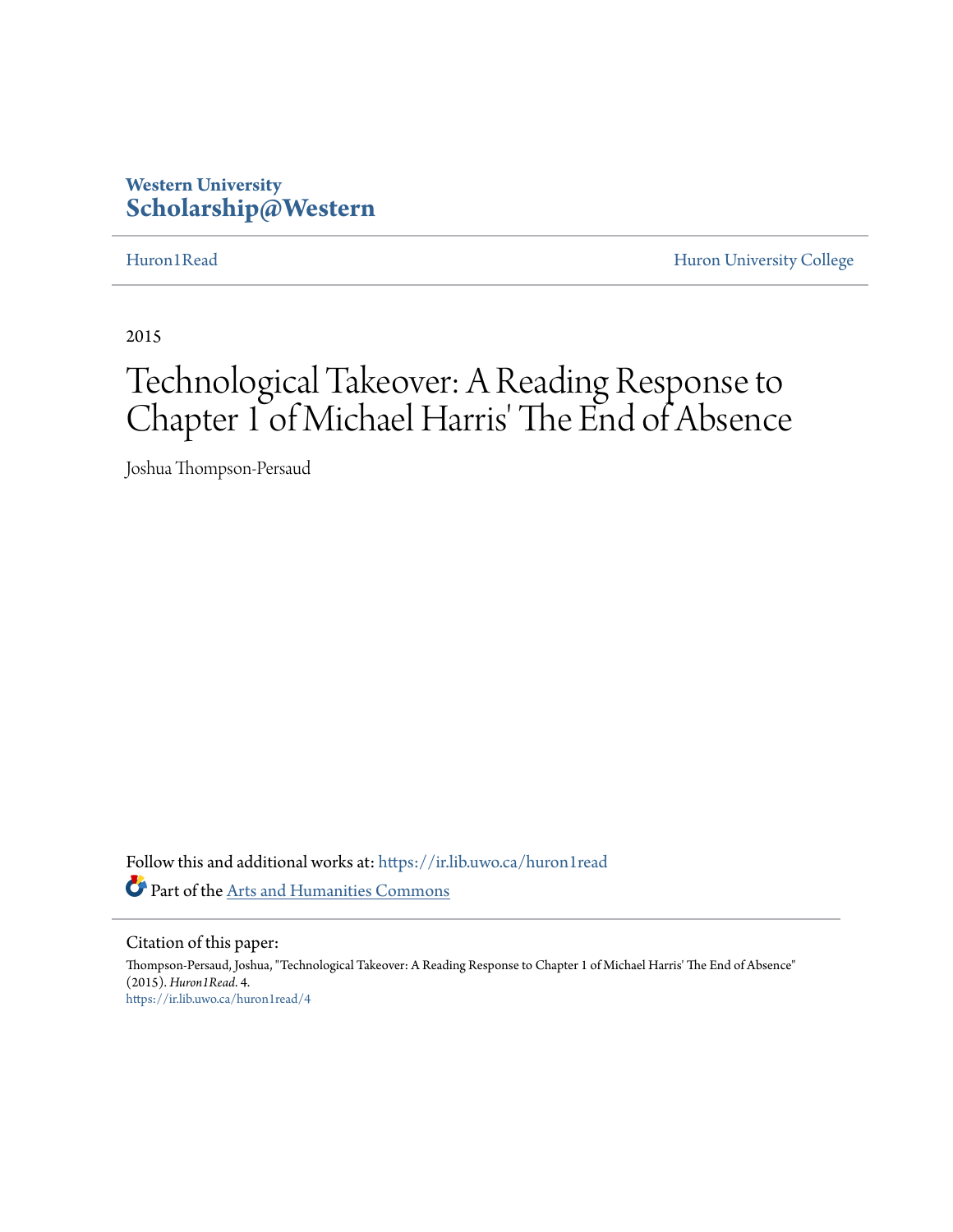Western University
**Scholarship@Western**

Huron1Read | Huron University College

2015

# Technological Takeover: A Reading Response to Chapter 1 of Michael Harris' The End of Absence

Joshua Thompson-Persaud

Follow this and additional works at: https://ir.lib.uwo.ca/huron1read

Part of the Arts and Humanities Commons

Citation of this paper:

Thompson-Persaud, Joshua, "Technological Takeover: A Reading Response to Chapter 1 of Michael Harris' The End of Absence" (2015). *Huron1Read*. 4.
https://ir.lib.uwo.ca/huron1read/4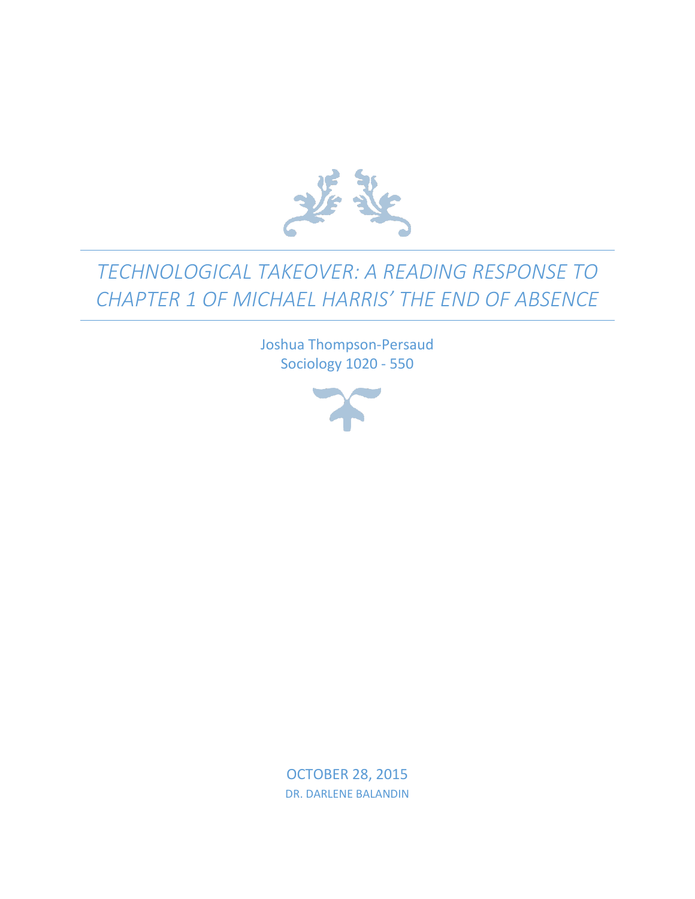# TECHNOLOGICAL TAKEOVER: A READING RESPONSE TO CHAPTER 1 OF MICHAEL HARRIS' THE END OF ABSENCE

Joshua Thompson-Persaud
Sociology 1020 - 550

OCTOBER 28, 2015
DR. DARLENE BALANDIN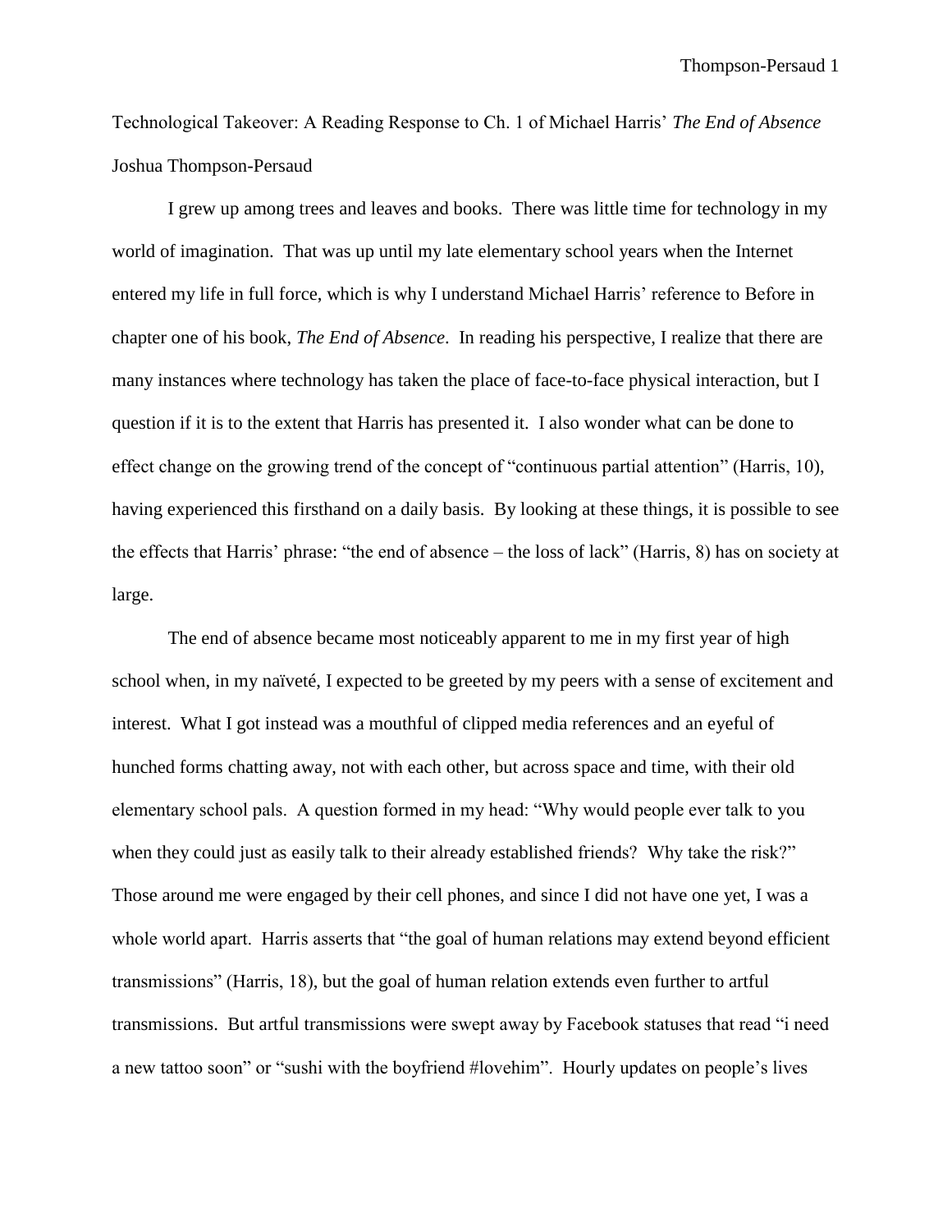Technological Takeover: A Reading Response to Ch. 1 of Michael Harris' *The End of Absence*
Joshua Thompson-Persaud

I grew up among trees and leaves and books. There was little time for technology in my world of imagination. That was up until my late elementary school years when the Internet entered my life in full force, which is why I understand Michael Harris' reference to Before in chapter one of his book, *The End of Absence*. In reading his perspective, I realize that there are many instances where technology has taken the place of face-to-face physical interaction, but I question if it is to the extent that Harris has presented it. I also wonder what can be done to effect change on the growing trend of the concept of "continuous partial attention" (Harris, 10), having experienced this firsthand on a daily basis. By looking at these things, it is possible to see the effects that Harris' phrase: "the end of absence – the loss of lack" (Harris, 8) has on society at large.

The end of absence became most noticeably apparent to me in my first year of high school when, in my naïveté, I expected to be greeted by my peers with a sense of excitement and interest. What I got instead was a mouthful of clipped media references and an eyeful of hunched forms chatting away, not with each other, but across space and time, with their old elementary school pals. A question formed in my head: "Why would people ever talk to you when they could just as easily talk to their already established friends? Why take the risk?" Those around me were engaged by their cell phones, and since I did not have one yet, I was a whole world apart. Harris asserts that "the goal of human relations may extend beyond efficient transmissions" (Harris, 18), but the goal of human relation extends even further to artful transmissions. But artful transmissions were swept away by Facebook statuses that read "i need a new tattoo soon" or "sushi with the boyfriend #lovehim". Hourly updates on people's lives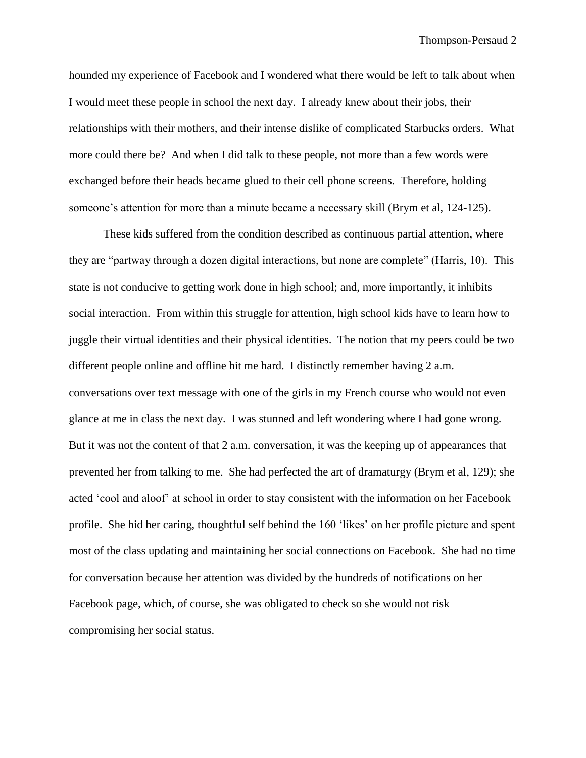hounded my experience of Facebook and I wondered what there would be left to talk about when I would meet these people in school the next day. I already knew about their jobs, their relationships with their mothers, and their intense dislike of complicated Starbucks orders. What more could there be? And when I did talk to these people, not more than a few words were exchanged before their heads became glued to their cell phone screens. Therefore, holding someone's attention for more than a minute became a necessary skill (Brym et al, 124-125).

These kids suffered from the condition described as continuous partial attention, where they are "partway through a dozen digital interactions, but none are complete" (Harris, 10). This state is not conducive to getting work done in high school; and, more importantly, it inhibits social interaction. From within this struggle for attention, high school kids have to learn how to juggle their virtual identities and their physical identities. The notion that my peers could be two different people online and offline hit me hard. I distinctly remember having 2 a.m. conversations over text message with one of the girls in my French course who would not even glance at me in class the next day. I was stunned and left wondering where I had gone wrong. But it was not the content of that 2 a.m. conversation, it was the keeping up of appearances that prevented her from talking to me. She had perfected the art of dramaturgy (Brym et al, 129); she acted 'cool and aloof' at school in order to stay consistent with the information on her Facebook profile. She hid her caring, thoughtful self behind the 160 'likes' on her profile picture and spent most of the class updating and maintaining her social connections on Facebook. She had no time for conversation because her attention was divided by the hundreds of notifications on her Facebook page, which, of course, she was obligated to check so she would not risk compromising her social status.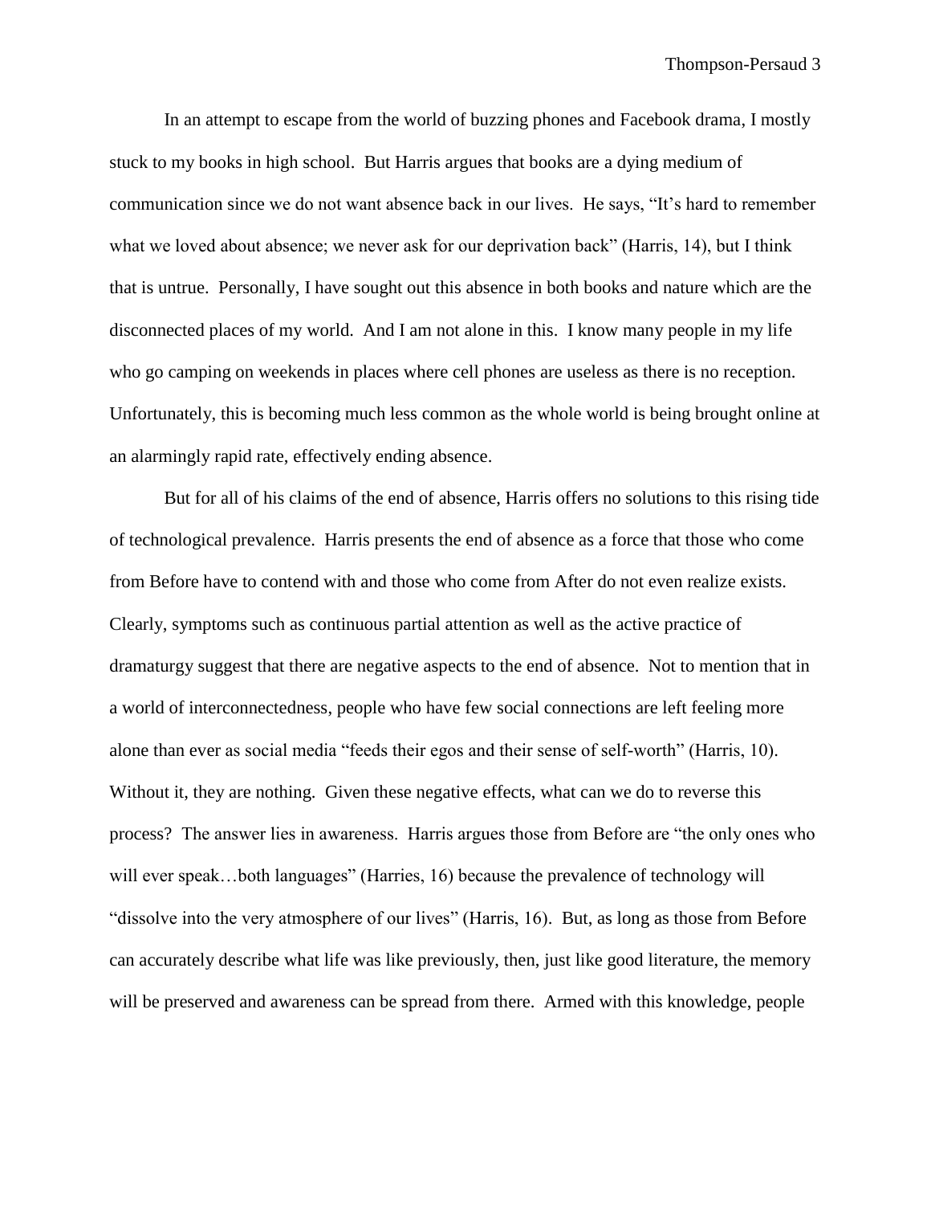In an attempt to escape from the world of buzzing phones and Facebook drama, I mostly stuck to my books in high school. But Harris argues that books are a dying medium of communication since we do not want absence back in our lives. He says, "It's hard to remember what we loved about absence; we never ask for our deprivation back" (Harris, 14), but I think that is untrue. Personally, I have sought out this absence in both books and nature which are the disconnected places of my world. And I am not alone in this. I know many people in my life who go camping on weekends in places where cell phones are useless as there is no reception. Unfortunately, this is becoming much less common as the whole world is being brought online at an alarmingly rapid rate, effectively ending absence.

But for all of his claims of the end of absence, Harris offers no solutions to this rising tide of technological prevalence. Harris presents the end of absence as a force that those who come from Before have to contend with and those who come from After do not even realize exists. Clearly, symptoms such as continuous partial attention as well as the active practice of dramaturgy suggest that there are negative aspects to the end of absence. Not to mention that in a world of interconnectedness, people who have few social connections are left feeling more alone than ever as social media "feeds their egos and their sense of self-worth" (Harris, 10). Without it, they are nothing. Given these negative effects, what can we do to reverse this process? The answer lies in awareness. Harris argues those from Before are "the only ones who will ever speak…both languages" (Harries, 16) because the prevalence of technology will "dissolve into the very atmosphere of our lives" (Harris, 16). But, as long as those from Before can accurately describe what life was like previously, then, just like good literature, the memory will be preserved and awareness can be spread from there. Armed with this knowledge, people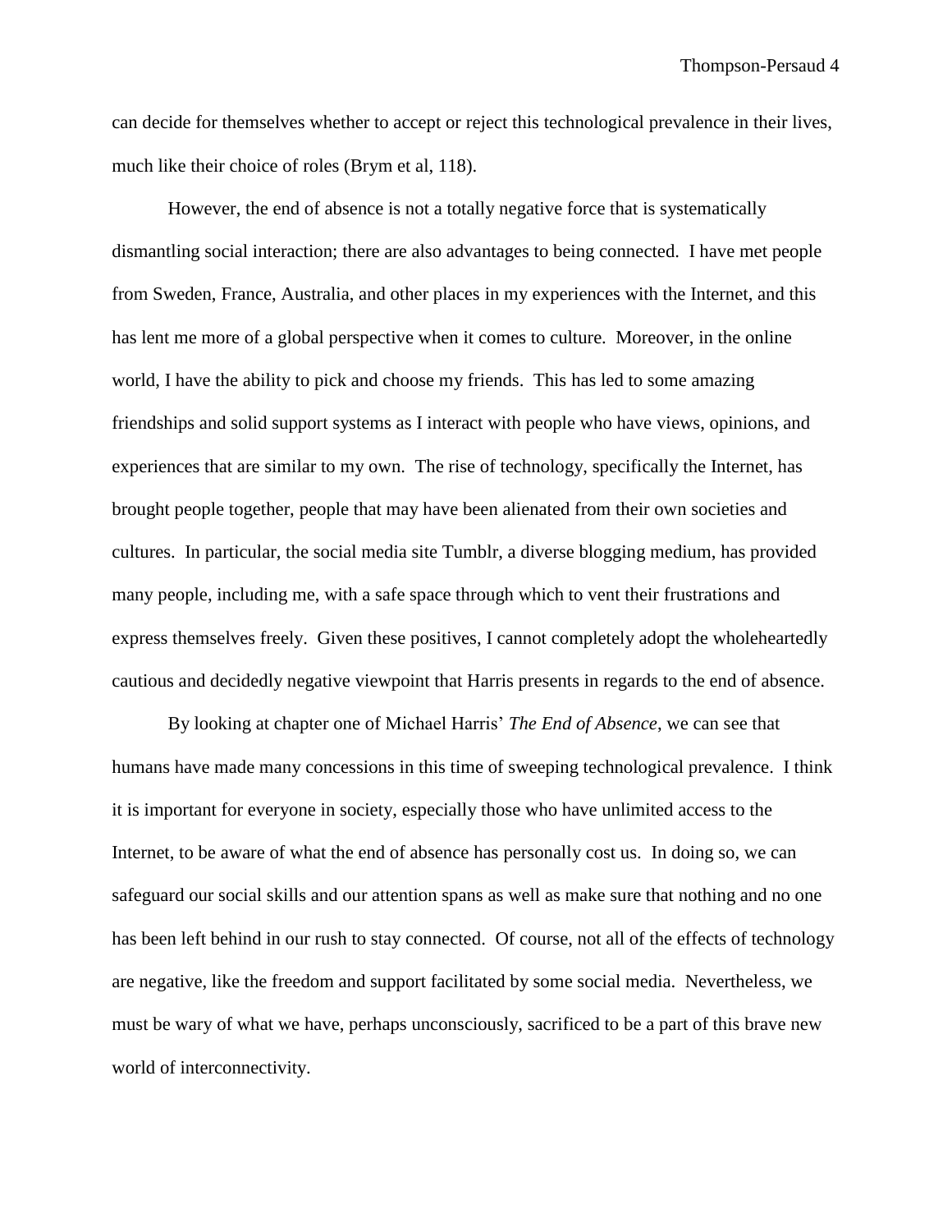can decide for themselves whether to accept or reject this technological prevalence in their lives, much like their choice of roles (Brym et al, 118).

However, the end of absence is not a totally negative force that is systematically dismantling social interaction; there are also advantages to being connected. I have met people from Sweden, France, Australia, and other places in my experiences with the Internet, and this has lent me more of a global perspective when it comes to culture. Moreover, in the online world, I have the ability to pick and choose my friends. This has led to some amazing friendships and solid support systems as I interact with people who have views, opinions, and experiences that are similar to my own. The rise of technology, specifically the Internet, has brought people together, people that may have been alienated from their own societies and cultures. In particular, the social media site Tumblr, a diverse blogging medium, has provided many people, including me, with a safe space through which to vent their frustrations and express themselves freely. Given these positives, I cannot completely adopt the wholeheartedly cautious and decidedly negative viewpoint that Harris presents in regards to the end of absence.

By looking at chapter one of Michael Harris' *The End of Absence*, we can see that humans have made many concessions in this time of sweeping technological prevalence. I think it is important for everyone in society, especially those who have unlimited access to the Internet, to be aware of what the end of absence has personally cost us. In doing so, we can safeguard our social skills and our attention spans as well as make sure that nothing and no one has been left behind in our rush to stay connected. Of course, not all of the effects of technology are negative, like the freedom and support facilitated by some social media. Nevertheless, we must be wary of what we have, perhaps unconsciously, sacrificed to be a part of this brave new world of interconnectivity.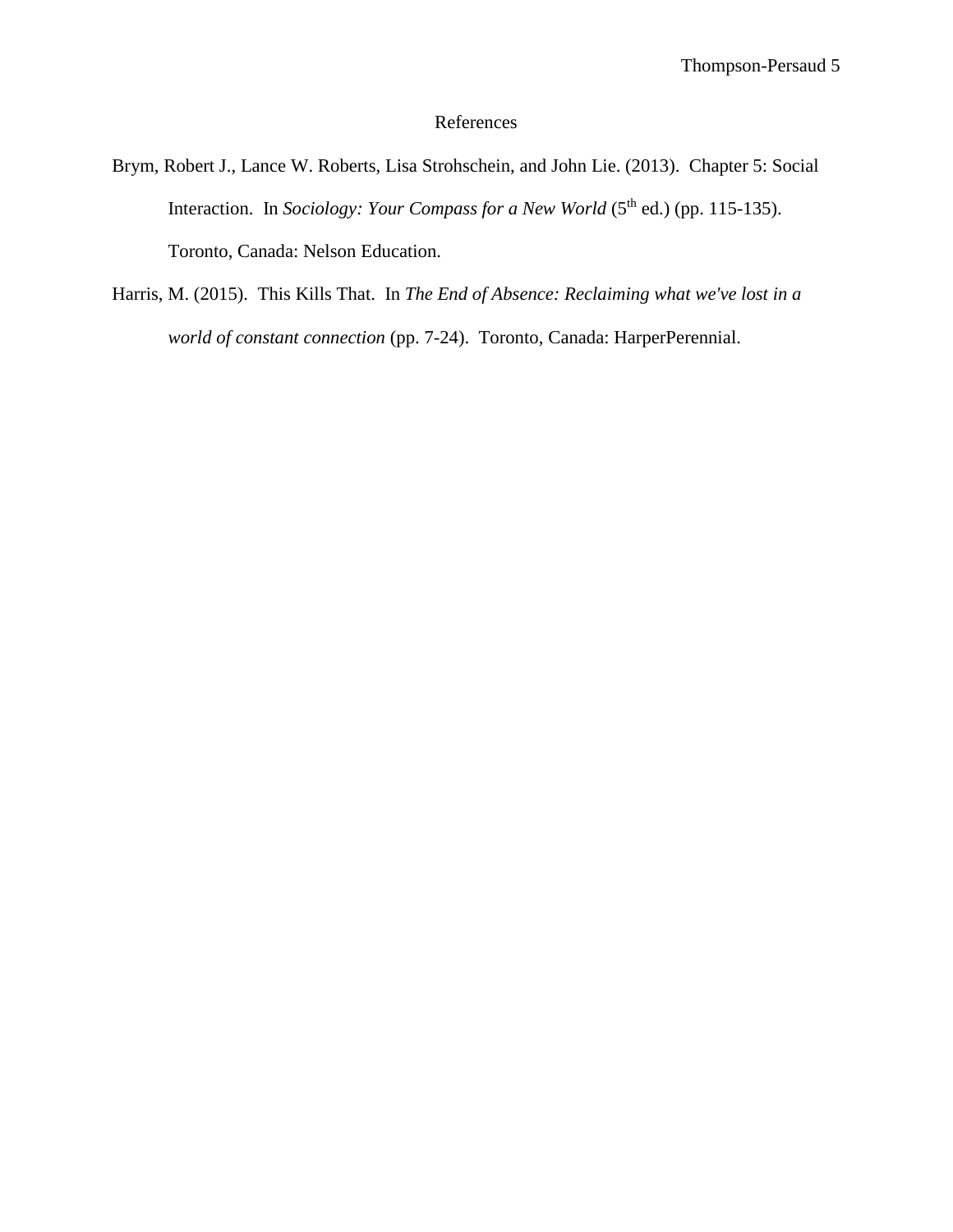# References

Brym, Robert J., Lance W. Roberts, Lisa Strohschein, and John Lie. (2013). Chapter 5: Social Interaction. In *Sociology: Your Compass for a New World* (5th ed.) (pp. 115-135). Toronto, Canada: Nelson Education.

Harris, M. (2015). This Kills That. In *The End of Absence: Reclaiming what we've lost in a world of constant connection* (pp. 7-24). Toronto, Canada: HarperPerennial.